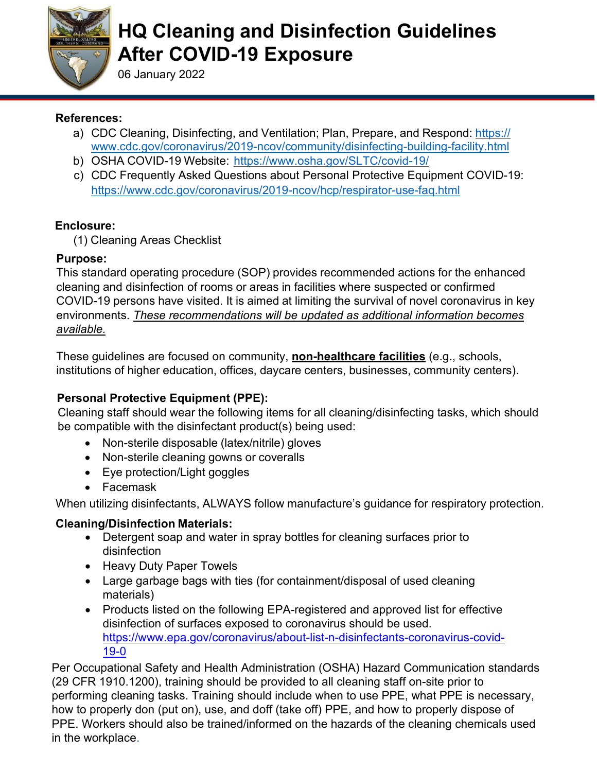# HQ Cleaning and Disinfection Guidelines After COVID-19 Exposure

06 January 2022

**References:**

a) CDC Cleaning, Disinfecting, and Ventilation; Plan, Prepare, and Respond: https://www.cdc.gov/coronavirus/2019-ncov/community/disinfecting-building-facility.html
b) OSHA COVID-19 Website: https://www.osha.gov/SLTC/covid-19/
c) CDC Frequently Asked Questions about Personal Protective Equipment COVID-19: https://www.cdc.gov/coronavirus/2019-ncov/hcp/respirator-use-faq.html

**Enclosure:**

(1) Cleaning Areas Checklist

**Purpose:**

This standard operating procedure (SOP) provides recommended actions for the enhanced cleaning and disinfection of rooms or areas in facilities where suspected or confirmed COVID-19 persons have visited. It is aimed at limiting the survival of novel coronavirus in key environments. *These recommendations will be updated as additional information becomes available.*

These guidelines are focused on community, **non-healthcare facilities** (e.g., schools, institutions of higher education, offices, daycare centers, businesses, community centers).

**Personal Protective Equipment (PPE):**

Cleaning staff should wear the following items for all cleaning/disinfecting tasks, which should be compatible with the disinfectant product(s) being used:

- Non-sterile disposable (latex/nitrile) gloves
- Non-sterile cleaning gowns or coveralls
- Eye protection/Light goggles
- Facemask

When utilizing disinfectants, ALWAYS follow manufacture's guidance for respiratory protection.

**Cleaning/Disinfection Materials:**

- Detergent soap and water in spray bottles for cleaning surfaces prior to disinfection
- Heavy Duty Paper Towels
- Large garbage bags with ties (for containment/disposal of used cleaning materials)
- Products listed on the following EPA-registered and approved list for effective disinfection of surfaces exposed to coronavirus should be used. https://www.epa.gov/coronavirus/about-list-n-disinfectants-coronavirus-covid-19-0

Per Occupational Safety and Health Administration (OSHA) Hazard Communication standards (29 CFR 1910.1200), training should be provided to all cleaning staff on-site prior to performing cleaning tasks. Training should include when to use PPE, what PPE is necessary, how to properly don (put on), use, and doff (take off) PPE, and how to properly dispose of PPE. Workers should also be trained/informed on the hazards of the cleaning chemicals used in the workplace.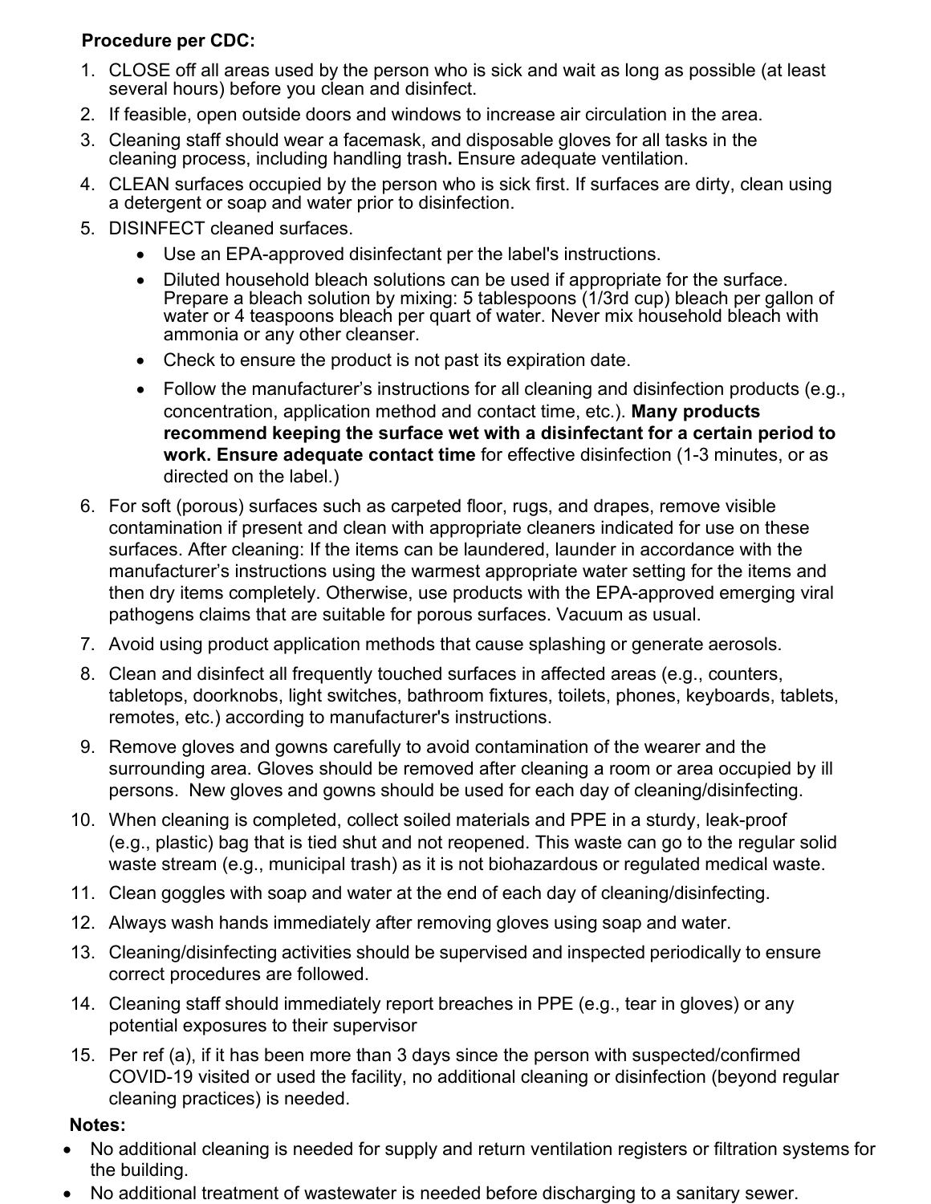**Procedure per CDC:**

1. CLOSE off all areas used by the person who is sick and wait as long as possible (at least several hours) before you clean and disinfect.
2. If feasible, open outside doors and windows to increase air circulation in the area.
3. Cleaning staff should wear a facemask, and disposable gloves for all tasks in the cleaning process, including handling trash**.** Ensure adequate ventilation.
4. CLEAN surfaces occupied by the person who is sick first. If surfaces are dirty, clean using a detergent or soap and water prior to disinfection.
5. DISINFECT cleaned surfaces.
   - Use an EPA-approved disinfectant per the label's instructions.
   - Diluted household bleach solutions can be used if appropriate for the surface. Prepare a bleach solution by mixing: 5 tablespoons (1/3rd cup) bleach per gallon of water or 4 teaspoons bleach per quart of water. Never mix household bleach with ammonia or any other cleanser.
   - Check to ensure the product is not past its expiration date.
   - Follow the manufacturer's instructions for all cleaning and disinfection products (e.g., concentration, application method and contact time, etc.). **Many products recommend keeping the surface wet with a disinfectant for a certain period to work. Ensure adequate contact time** for effective disinfection (1-3 minutes, or as directed on the label.)
6. For soft (porous) surfaces such as carpeted floor, rugs, and drapes, remove visible contamination if present and clean with appropriate cleaners indicated for use on these surfaces. After cleaning: If the items can be laundered, launder in accordance with the manufacturer's instructions using the warmest appropriate water setting for the items and then dry items completely. Otherwise, use products with the EPA-approved emerging viral pathogens claims that are suitable for porous surfaces. Vacuum as usual.
7. Avoid using product application methods that cause splashing or generate aerosols.
8. Clean and disinfect all frequently touched surfaces in affected areas (e.g., counters, tabletops, doorknobs, light switches, bathroom fixtures, toilets, phones, keyboards, tablets, remotes, etc.) according to manufacturer's instructions.
9. Remove gloves and gowns carefully to avoid contamination of the wearer and the surrounding area. Gloves should be removed after cleaning a room or area occupied by ill persons. New gloves and gowns should be used for each day of cleaning/disinfecting.
10. When cleaning is completed, collect soiled materials and PPE in a sturdy, leak-proof (e.g., plastic) bag that is tied shut and not reopened. This waste can go to the regular solid waste stream (e.g., municipal trash) as it is not biohazardous or regulated medical waste.
11. Clean goggles with soap and water at the end of each day of cleaning/disinfecting.
12. Always wash hands immediately after removing gloves using soap and water.
13. Cleaning/disinfecting activities should be supervised and inspected periodically to ensure correct procedures are followed.
14. Cleaning staff should immediately report breaches in PPE (e.g., tear in gloves) or any potential exposures to their supervisor
15. Per ref (a), if it has been more than 3 days since the person with suspected/confirmed COVID-19 visited or used the facility, no additional cleaning or disinfection (beyond regular cleaning practices) is needed.

**Notes:**

- No additional cleaning is needed for supply and return ventilation registers or filtration systems for the building.
- No additional treatment of wastewater is needed before discharging to a sanitary sewer.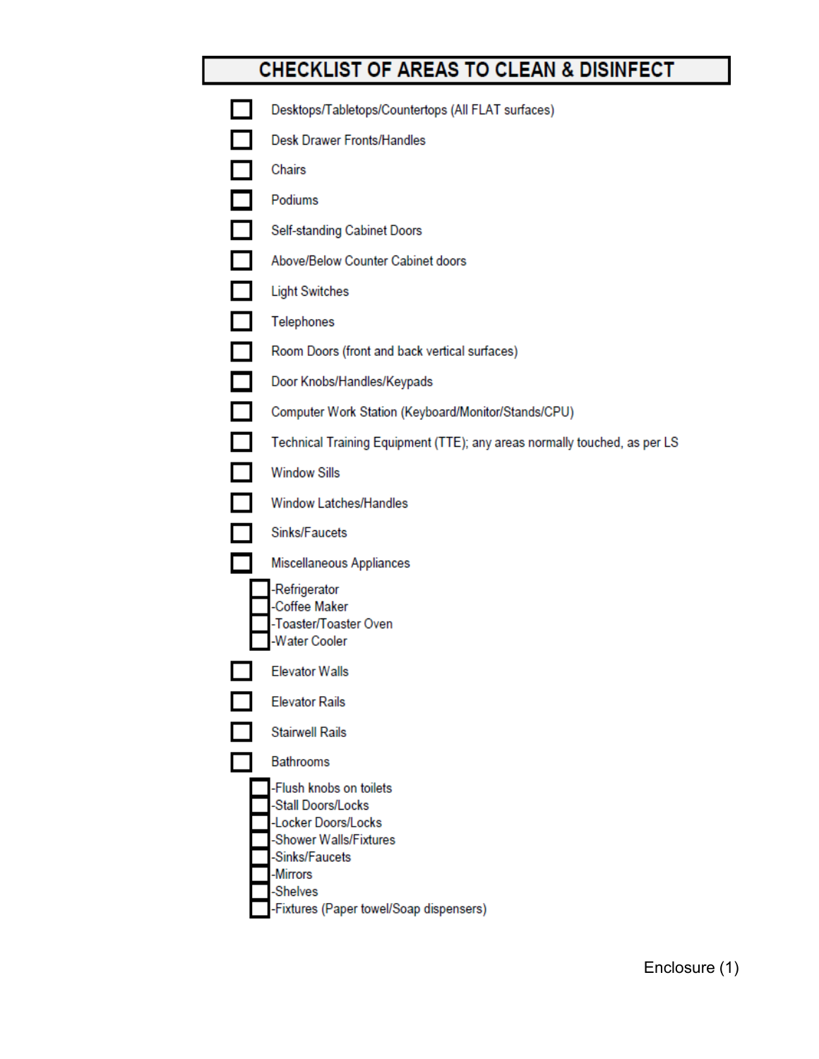# CHECKLIST OF AREAS TO CLEAN & DISINFECT

- [ ] Desktops/Tabletops/Countertops (All FLAT surfaces)
- [ ] Desk Drawer Fronts/Handles
- [ ] Chairs
- [ ] Podiums
- [ ] Self-standing Cabinet Doors
- [ ] Above/Below Counter Cabinet doors
- [ ] Light Switches
- [ ] Telephones
- [ ] Room Doors (front and back vertical surfaces)
- [ ] Door Knobs/Handles/Keypads
- [ ] Computer Work Station (Keyboard/Monitor/Stands/CPU)
- [ ] Technical Training Equipment (TTE); any areas normally touched, as per LS
- [ ] Window Sills
- [ ] Window Latches/Handles
- [ ] Sinks/Faucets
- [ ] Miscellaneous Appliances
  - [ ] -Refrigerator
  - [ ] -Coffee Maker
  - [ ] -Toaster/Toaster Oven
  - [ ] -Water Cooler
- [ ] Elevator Walls
- [ ] Elevator Rails
- [ ] Stairwell Rails
- [ ] Bathrooms
  - [ ] -Flush knobs on toilets
  - [ ] -Stall Doors/Locks
  - [ ] -Locker Doors/Locks
  - [ ] -Shower Walls/Fixtures
  - [ ] -Sinks/Faucets
  - [ ] -Mirrors
  - [ ] -Shelves
  - [ ] -Fixtures (Paper towel/Soap dispensers)

Enclosure (1)